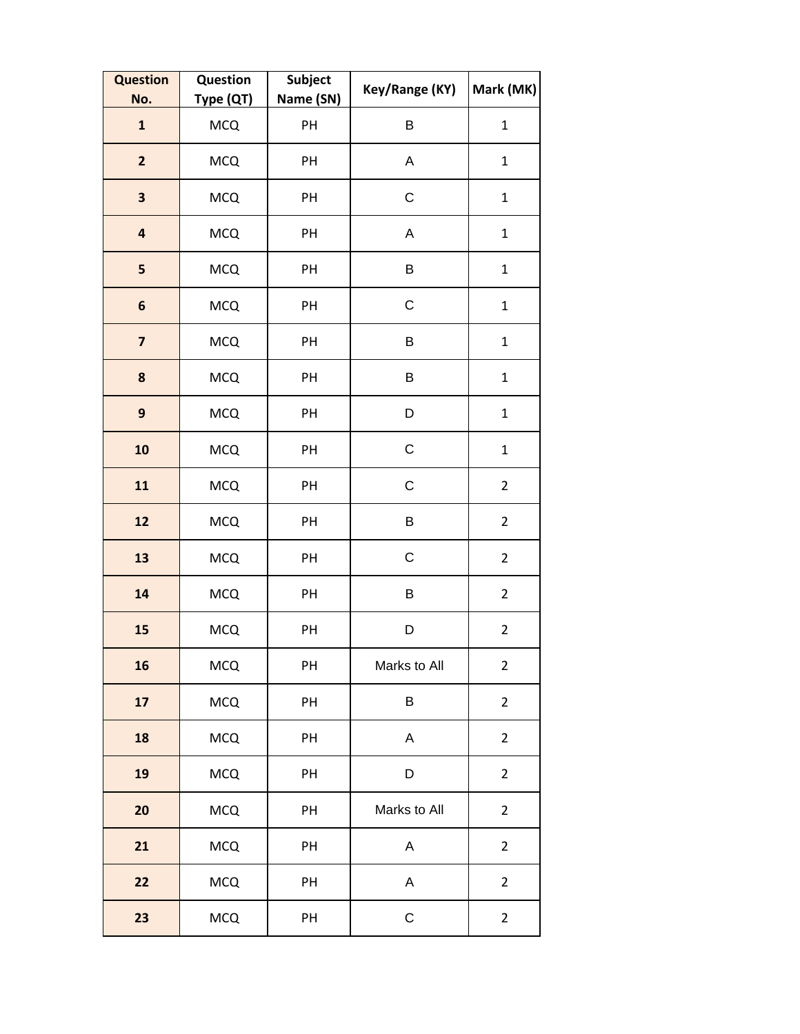| Question No. | Question Type (QT) | Subject Name (SN) | Key/Range (KY) | Mark (MK) |
|---|---|---|---|---|
| **1** | MCQ | PH | B | 1 |
| **2** | MCQ | PH | A | 1 |
| **3** | MCQ | PH | C | 1 |
| **4** | MCQ | PH | A | 1 |
| **5** | MCQ | PH | B | 1 |
| **6** | MCQ | PH | C | 1 |
| **7** | MCQ | PH | B | 1 |
| **8** | MCQ | PH | B | 1 |
| **9** | MCQ | PH | D | 1 |
| **10** | MCQ | PH | C | 1 |
| **11** | MCQ | PH | C | 2 |
| **12** | MCQ | PH | B | 2 |
| **13** | MCQ | PH | C | 2 |
| **14** | MCQ | PH | B | 2 |
| **15** | MCQ | PH | D | 2 |
| **16** | MCQ | PH | Marks to All | 2 |
| **17** | MCQ | PH | B | 2 |
| **18** | MCQ | PH | A | 2 |
| **19** | MCQ | PH | D | 2 |
| **20** | MCQ | PH | Marks to All | 2 |
| **21** | MCQ | PH | A | 2 |
| **22** | MCQ | PH | A | 2 |
| **23** | MCQ | PH | C | 2 |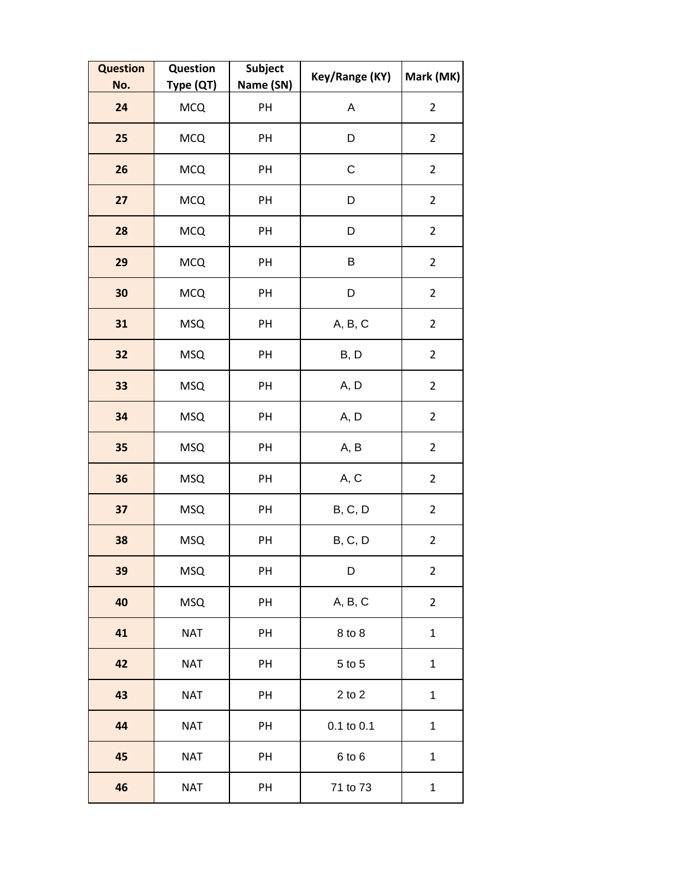| Question No. | Question Type (QT) | Subject Name (SN) | Key/Range (KY) | Mark (MK) |
|---|---|---|---|---|
| 24 | MCQ | PH | A | 2 |
| 25 | MCQ | PH | D | 2 |
| 26 | MCQ | PH | C | 2 |
| 27 | MCQ | PH | D | 2 |
| 28 | MCQ | PH | D | 2 |
| 29 | MCQ | PH | B | 2 |
| 30 | MCQ | PH | D | 2 |
| 31 | MSQ | PH | A, B, C | 2 |
| 32 | MSQ | PH | B, D | 2 |
| 33 | MSQ | PH | A, D | 2 |
| 34 | MSQ | PH | A, D | 2 |
| 35 | MSQ | PH | A, B | 2 |
| 36 | MSQ | PH | A, C | 2 |
| 37 | MSQ | PH | B, C, D | 2 |
| 38 | MSQ | PH | B, C, D | 2 |
| 39 | MSQ | PH | D | 2 |
| 40 | MSQ | PH | A, B, C | 2 |
| 41 | NAT | PH | 8 to 8 | 1 |
| 42 | NAT | PH | 5 to 5 | 1 |
| 43 | NAT | PH | 2 to 2 | 1 |
| 44 | NAT | PH | 0.1 to 0.1 | 1 |
| 45 | NAT | PH | 6 to 6 | 1 |
| 46 | NAT | PH | 71 to 73 | 1 |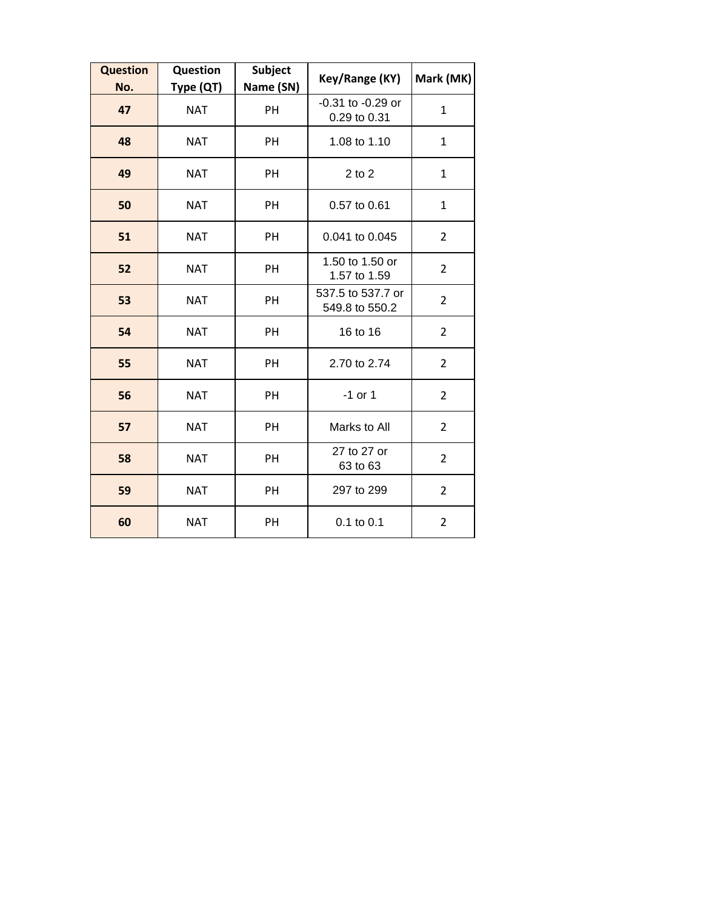| Question No. | Question Type (QT) | Subject Name (SN) | Key/Range (KY) | Mark (MK) |
|---|---|---|---|---|
| 47 | NAT | PH | -0.31 to -0.29 or 0.29 to 0.31 | 1 |
| 48 | NAT | PH | 1.08 to 1.10 | 1 |
| 49 | NAT | PH | 2 to 2 | 1 |
| 50 | NAT | PH | 0.57 to 0.61 | 1 |
| 51 | NAT | PH | 0.041 to 0.045 | 2 |
| 52 | NAT | PH | 1.50 to 1.50 or 1.57 to 1.59 | 2 |
| 53 | NAT | PH | 537.5 to 537.7 or 549.8 to 550.2 | 2 |
| 54 | NAT | PH | 16 to 16 | 2 |
| 55 | NAT | PH | 2.70 to 2.74 | 2 |
| 56 | NAT | PH | -1 or 1 | 2 |
| 57 | NAT | PH | Marks to All | 2 |
| 58 | NAT | PH | 27 to 27 or 63 to 63 | 2 |
| 59 | NAT | PH | 297 to 299 | 2 |
| 60 | NAT | PH | 0.1 to 0.1 | 2 |